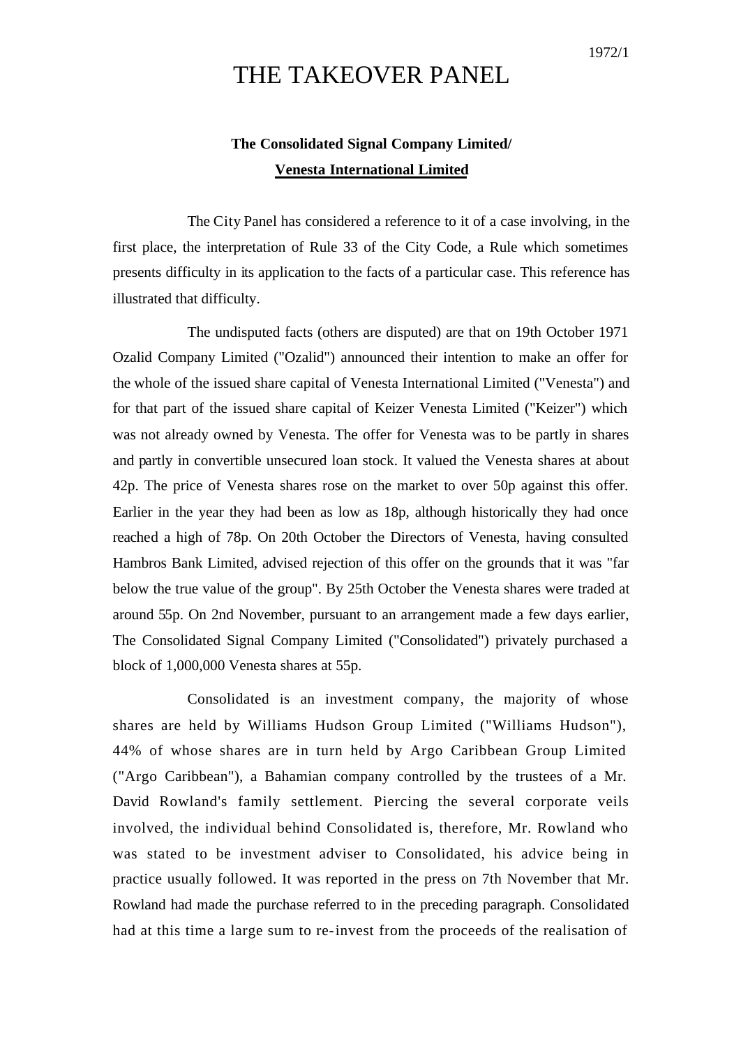1972/1

# THE TAKEOVER PANEL

## The Consolidated Signal Company Limited/ Venesta International Limited

The City Panel has considered a reference to it of a case involving, in the first place, the interpretation of Rule 33 of the City Code, a Rule which sometimes presents difficulty in its application to the facts of a particular case. This reference has illustrated that difficulty.

The undisputed facts (others are disputed) are that on 19th October 1971 Ozalid Company Limited ("Ozalid") announced their intention to make an offer for the whole of the issued share capital of Venesta International Limited ("Venesta") and for that part of the issued share capital of Keizer Venesta Limited ("Keizer") which was not already owned by Venesta. The offer for Venesta was to be partly in shares and partly in convertible unsecured loan stock. It valued the Venesta shares at about 42p. The price of Venesta shares rose on the market to over 50p against this offer. Earlier in the year they had been as low as 18p, although historically they had once reached a high of 78p. On 20th October the Directors of Venesta, having consulted Hambros Bank Limited, advised rejection of this offer on the grounds that it was "far below the true value of the group". By 25th October the Venesta shares were traded at around 55p. On 2nd November, pursuant to an arrangement made a few days earlier, The Consolidated Signal Company Limited ("Consolidated") privately purchased a block of 1,000,000 Venesta shares at 55p.

Consolidated is an investment company, the majority of whose shares are held by Williams Hudson Group Limited ("Williams Hudson"), 44% of whose shares are in turn held by Argo Caribbean Group Limited ("Argo Caribbean"), a Bahamian company controlled by the trustees of a Mr. David Rowland's family settlement. Piercing the several corporate veils involved, the individual behind Consolidated is, therefore, Mr. Rowland who was stated to be investment adviser to Consolidated, his advice being in practice usually followed. It was reported in the press on 7th November that Mr. Rowland had made the purchase referred to in the preceding paragraph. Consolidated had at this time a large sum to re-invest from the proceeds of the realisation of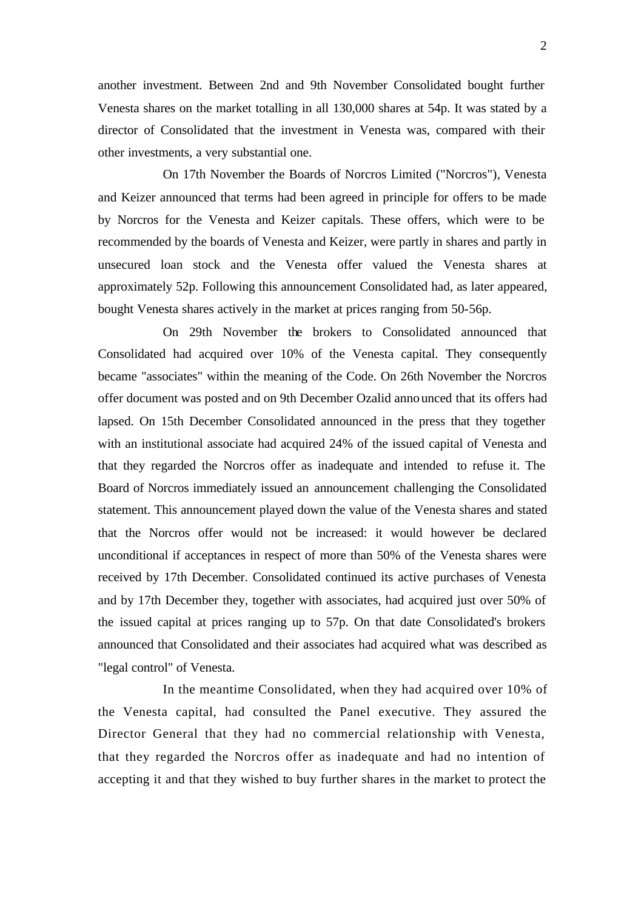another investment. Between 2nd and 9th November Consolidated bought further Venesta shares on the market totalling in all 130,000 shares at 54p. It was stated by a director of Consolidated that the investment in Venesta was, compared with their other investments, a very substantial one.

On 17th November the Boards of Norcros Limited ("Norcros"), Venesta and Keizer announced that terms had been agreed in principle for offers to be made by Norcros for the Venesta and Keizer capitals. These offers, which were to be recommended by the boards of Venesta and Keizer, were partly in shares and partly in unsecured loan stock and the Venesta offer valued the Venesta shares at approximately 52p. Following this announcement Consolidated had, as later appeared, bought Venesta shares actively in the market at prices ranging from 50-56p.

On 29th November the brokers to Consolidated announced that Consolidated had acquired over 10% of the Venesta capital. They consequently became "associates" within the meaning of the Code. On 26th November the Norcros offer document was posted and on 9th December Ozalid announced that its offers had lapsed. On 15th December Consolidated announced in the press that they together with an institutional associate had acquired 24% of the issued capital of Venesta and that they regarded the Norcros offer as inadequate and intended to refuse it. The Board of Norcros immediately issued an announcement challenging the Consolidated statement. This announcement played down the value of the Venesta shares and stated that the Norcros offer would not be increased: it would however be declared unconditional if acceptances in respect of more than 50% of the Venesta shares were received by 17th December. Consolidated continued its active purchases of Venesta and by 17th December they, together with associates, had acquired just over 50% of the issued capital at prices ranging up to 57p. On that date Consolidated's brokers announced that Consolidated and their associates had acquired what was described as "legal control" of Venesta.

In the meantime Consolidated, when they had acquired over 10% of the Venesta capital, had consulted the Panel executive. They assured the Director General that they had no commercial relationship with Venesta, that they regarded the Norcros offer as inadequate and had no intention of accepting it and that they wished to buy further shares in the market to protect the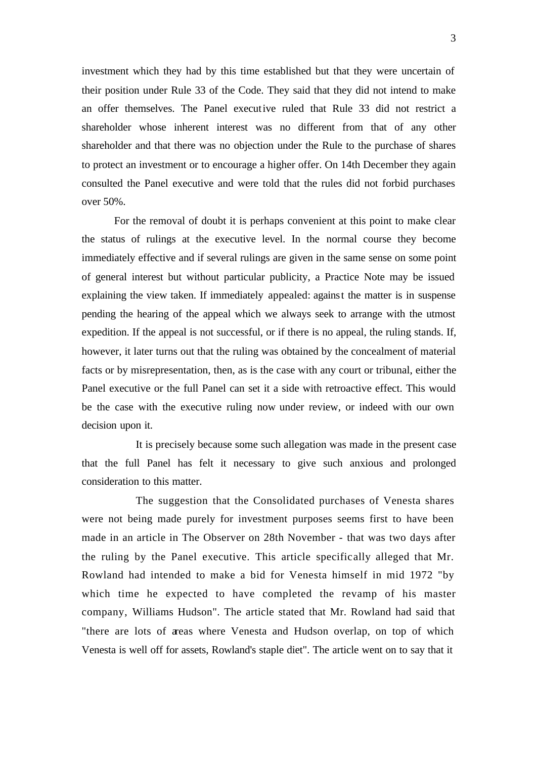investment which they had by this time established but that they were uncertain of their position under Rule 33 of the Code. They said that they did not intend to make an offer themselves. The Panel executive ruled that Rule 33 did not restrict a shareholder whose inherent interest was no different from that of any other shareholder and that there was no objection under the Rule to the purchase of shares to protect an investment or to encourage a higher offer. On 14th December they again consulted the Panel executive and were told that the rules did not forbid purchases over 50%.

For the removal of doubt it is perhaps convenient at this point to make clear the status of rulings at the executive level. In the normal course they become immediately effective and if several rulings are given in the same sense on some point of general interest but without particular publicity, a Practice Note may be issued explaining the view taken. If immediately appealed: against the matter is in suspense pending the hearing of the appeal which we always seek to arrange with the utmost expedition. If the appeal is not successful, or if there is no appeal, the ruling stands. If, however, it later turns out that the ruling was obtained by the concealment of material facts or by misrepresentation, then, as is the case with any court or tribunal, either the Panel executive or the full Panel can set it a side with retroactive effect. This would be the case with the executive ruling now under review, or indeed with our own decision upon it.

It is precisely because some such allegation was made in the present case that the full Panel has felt it necessary to give such anxious and prolonged consideration to this matter.

The suggestion that the Consolidated purchases of Venesta shares were not being made purely for investment purposes seems first to have been made in an article in The Observer on 28th November - that was two days after the ruling by the Panel executive. This article specifically alleged that Mr. Rowland had intended to make a bid for Venesta himself in mid 1972 "by which time he expected to have completed the revamp of his master company, Williams Hudson". The article stated that Mr. Rowland had said that "there are lots of areas where Venesta and Hudson overlap, on top of which Venesta is well off for assets, Rowland's staple diet". The article went on to say that it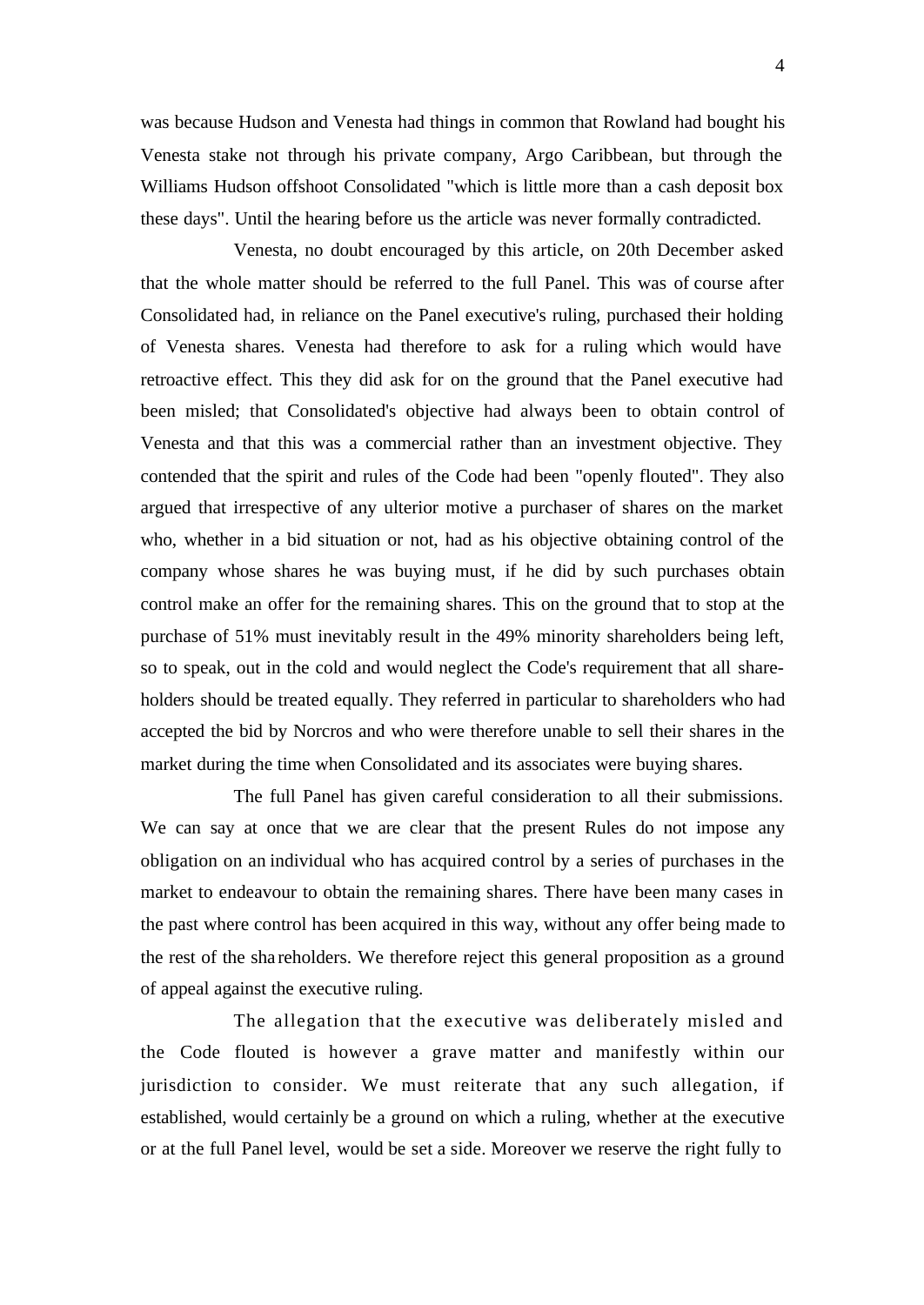was because Hudson and Venesta had things in common that Rowland had bought his Venesta stake not through his private company, Argo Caribbean, but through the Williams Hudson offshoot Consolidated "which is little more than a cash deposit box these days". Until the hearing before us the article was never formally contradicted.

Venesta, no doubt encouraged by this article, on 20th December asked that the whole matter should be referred to the full Panel. This was of course after Consolidated had, in reliance on the Panel executive's ruling, purchased their holding of Venesta shares. Venesta had therefore to ask for a ruling which would have retroactive effect. This they did ask for on the ground that the Panel executive had been misled; that Consolidated's objective had always been to obtain control of Venesta and that this was a commercial rather than an investment objective. They contended that the spirit and rules of the Code had been "openly flouted". They also argued that irrespective of any ulterior motive a purchaser of shares on the market who, whether in a bid situation or not, had as his objective obtaining control of the company whose shares he was buying must, if he did by such purchases obtain control make an offer for the remaining shares. This on the ground that to stop at the purchase of 51% must inevitably result in the 49% minority shareholders being left, so to speak, out in the cold and would neglect the Code's requirement that all shareholders should be treated equally. They referred in particular to shareholders who had accepted the bid by Norcros and who were therefore unable to sell their shares in the market during the time when Consolidated and its associates were buying shares.

The full Panel has given careful consideration to all their submissions. We can say at once that we are clear that the present Rules do not impose any obligation on an individual who has acquired control by a series of purchases in the market to endeavour to obtain the remaining shares. There have been many cases in the past where control has been acquired in this way, without any offer being made to the rest of the shareholders. We therefore reject this general proposition as a ground of appeal against the executive ruling.

The allegation that the executive was deliberately misled and the Code flouted is however a grave matter and manifestly within our jurisdiction to consider. We must reiterate that any such allegation, if established, would certainly be a ground on which a ruling, whether at the executive or at the full Panel level, would be set a side. Moreover we reserve the right fully to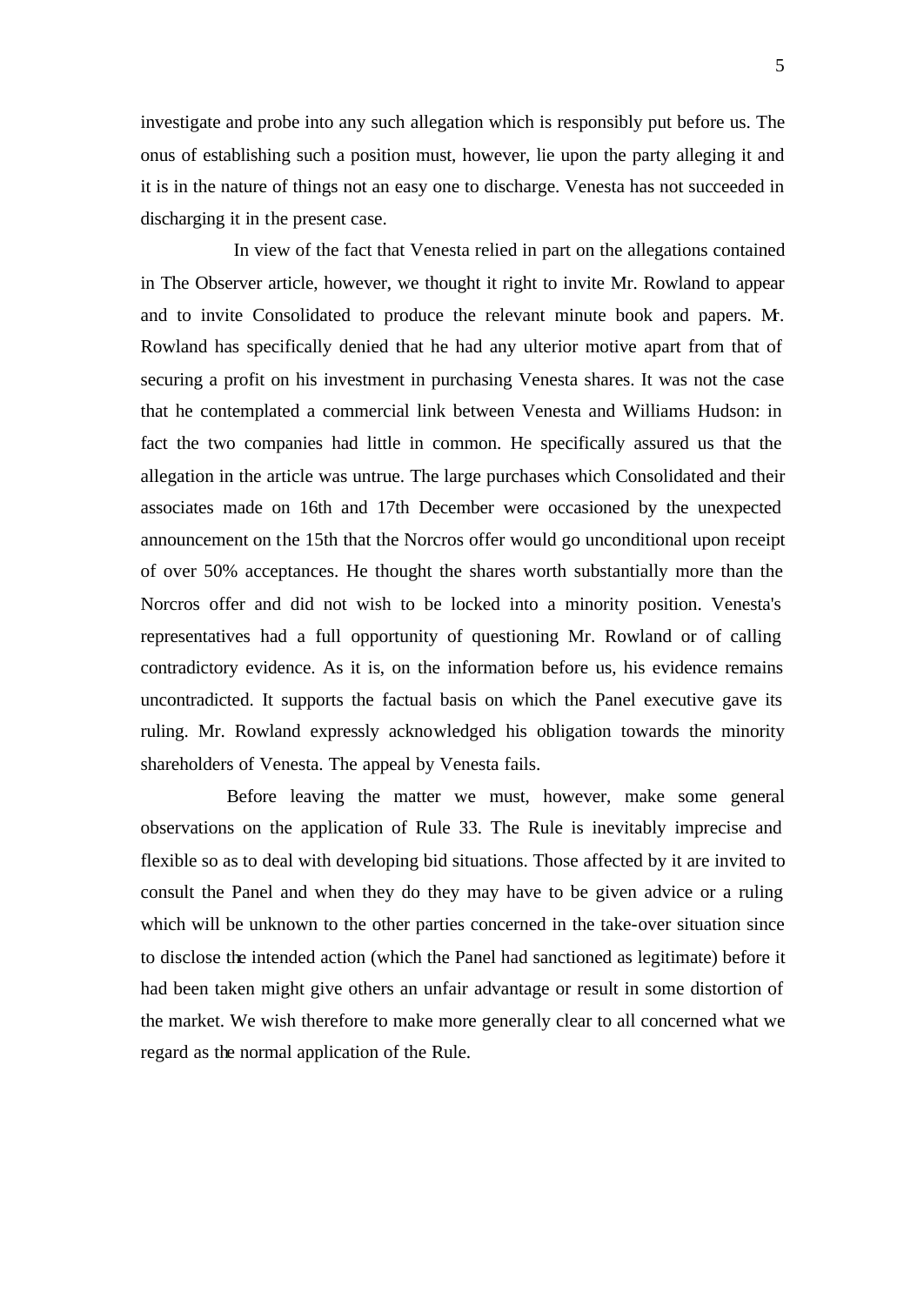investigate and probe into any such allegation which is responsibly put before us. The onus of establishing such a position must, however, lie upon the party alleging it and it is in the nature of things not an easy one to discharge. Venesta has not succeeded in discharging it in the present case.

In view of the fact that Venesta relied in part on the allegations contained in The Observer article, however, we thought it right to invite Mr. Rowland to appear and to invite Consolidated to produce the relevant minute book and papers. Mr. Rowland has specifically denied that he had any ulterior motive apart from that of securing a profit on his investment in purchasing Venesta shares. It was not the case that he contemplated a commercial link between Venesta and Williams Hudson: in fact the two companies had little in common. He specifically assured us that the allegation in the article was untrue. The large purchases which Consolidated and their associates made on 16th and 17th December were occasioned by the unexpected announcement on the 15th that the Norcros offer would go unconditional upon receipt of over 50% acceptances. He thought the shares worth substantially more than the Norcros offer and did not wish to be locked into a minority position. Venesta's representatives had a full opportunity of questioning Mr. Rowland or of calling contradictory evidence. As it is, on the information before us, his evidence remains uncontradicted. It supports the factual basis on which the Panel executive gave its ruling. Mr. Rowland expressly acknowledged his obligation towards the minority shareholders of Venesta. The appeal by Venesta fails.

Before leaving the matter we must, however, make some general observations on the application of Rule 33. The Rule is inevitably imprecise and flexible so as to deal with developing bid situations. Those affected by it are invited to consult the Panel and when they do they may have to be given advice or a ruling which will be unknown to the other parties concerned in the take-over situation since to disclose the intended action (which the Panel had sanctioned as legitimate) before it had been taken might give others an unfair advantage or result in some distortion of the market. We wish therefore to make more generally clear to all concerned what we regard as the normal application of the Rule.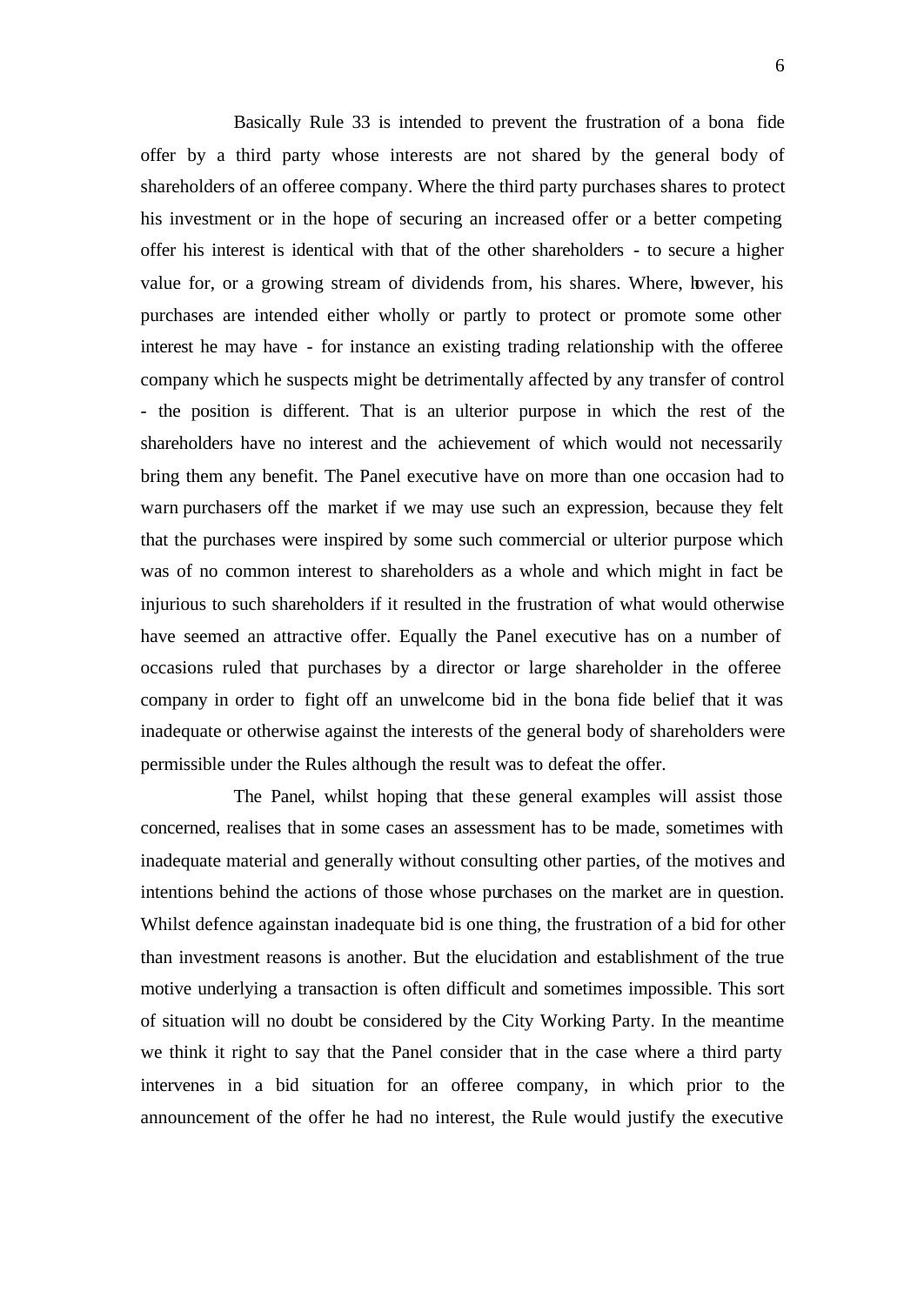Basically Rule 33 is intended to prevent the frustration of a bona fide offer by a third party whose interests are not shared by the general body of shareholders of an offeree company. Where the third party purchases shares to protect his investment or in the hope of securing an increased offer or a better competing offer his interest is identical with that of the other shareholders - to secure a higher value for, or a growing stream of dividends from, his shares. Where, however, his purchases are intended either wholly or partly to protect or promote some other interest he may have - for instance an existing trading relationship with the offeree company which he suspects might be detrimentally affected by any transfer of control - the position is different. That is an ulterior purpose in which the rest of the shareholders have no interest and the achievement of which would not necessarily bring them any benefit. The Panel executive have on more than one occasion had to warn purchasers off the market if we may use such an expression, because they felt that the purchases were inspired by some such commercial or ulterior purpose which was of no common interest to shareholders as a whole and which might in fact be injurious to such shareholders if it resulted in the frustration of what would otherwise have seemed an attractive offer. Equally the Panel executive has on a number of occasions ruled that purchases by a director or large shareholder in the offeree company in order to fight off an unwelcome bid in the bona fide belief that it was inadequate or otherwise against the interests of the general body of shareholders were permissible under the Rules although the result was to defeat the offer.

The Panel, whilst hoping that these general examples will assist those concerned, realises that in some cases an assessment has to be made, sometimes with inadequate material and generally without consulting other parties, of the motives and intentions behind the actions of those whose purchases on the market are in question. Whilst defence againstan inadequate bid is one thing, the frustration of a bid for other than investment reasons is another. But the elucidation and establishment of the true motive underlying a transaction is often difficult and sometimes impossible. This sort of situation will no doubt be considered by the City Working Party. In the meantime we think it right to say that the Panel consider that in the case where a third party intervenes in a bid situation for an offeree company, in which prior to the announcement of the offer he had no interest, the Rule would justify the executive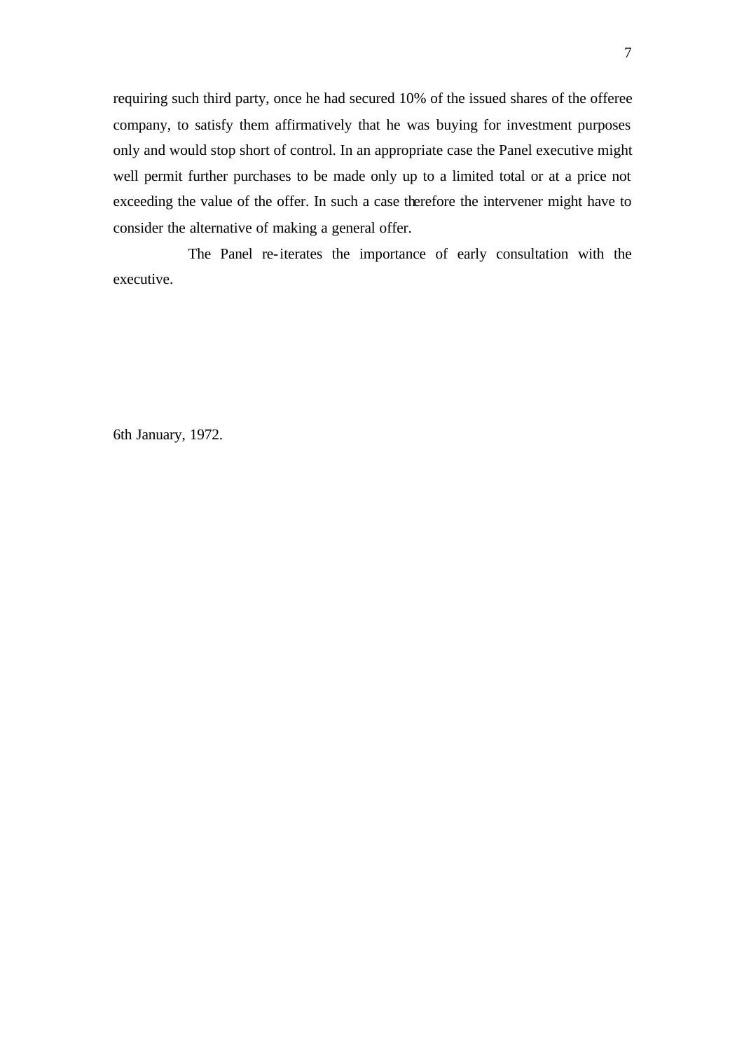requiring such third party, once he had secured 10% of the issued shares of the offeree company, to satisfy them affirmatively that he was buying for investment purposes only and would stop short of control. In an appropriate case the Panel executive might well permit further purchases to be made only up to a limited total or at a price not exceeding the value of the offer. In such a case therefore the intervener might have to consider the alternative of making a general offer.

The Panel re-iterates the importance of early consultation with the executive.

6th January, 1972.